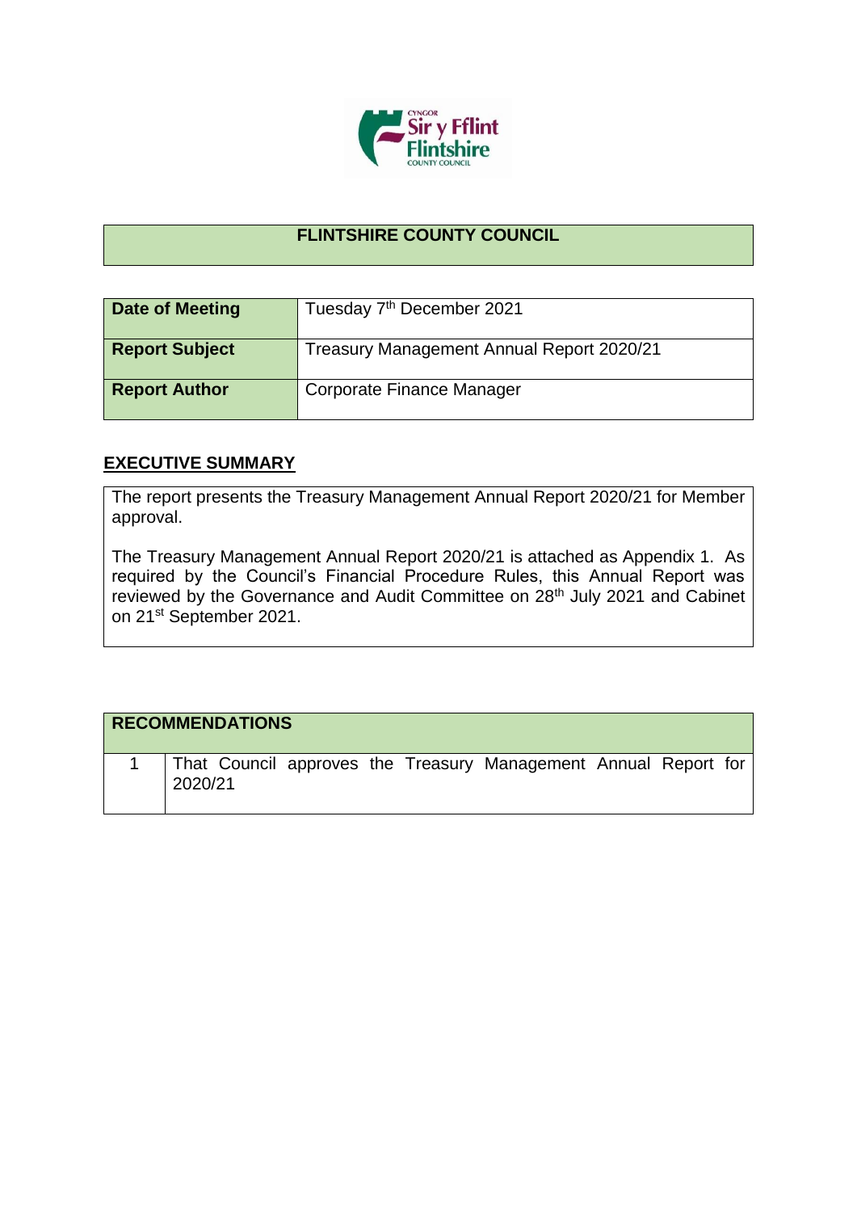# FLINTSHIRE COUNTY COUNCIL

| **Date of Meeting** | Tuesday 7th December 2021 |
|---|---|
| **Report Subject** | Treasury Management Annual Report 2020/21 |
| **Report Author** | Corporate Finance Manager |

## EXECUTIVE SUMMARY

The report presents the Treasury Management Annual Report 2020/21 for Member approval.

The Treasury Management Annual Report 2020/21 is attached as Appendix 1. As required by the Council's Financial Procedure Rules, this Annual Report was reviewed by the Governance and Audit Committee on 28th July 2021 and Cabinet on 21st September 2021.

| **RECOMMENDATIONS** | |
|---|---|
| 1 | That Council approves the Treasury Management Annual Report for 2020/21 |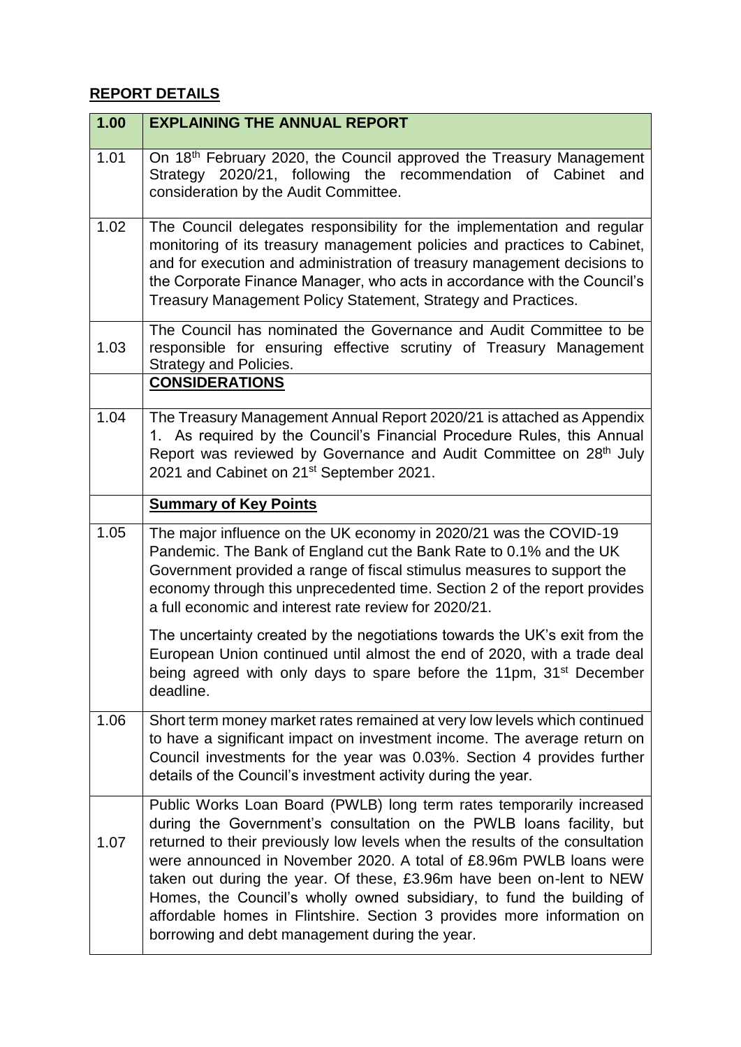## **REPORT DETAILS**

| 1.00 | **EXPLAINING THE ANNUAL REPORT** |
|---|---|
| 1.01 | On 18th February 2020, the Council approved the Treasury Management Strategy 2020/21, following the recommendation of Cabinet and consideration by the Audit Committee. |
| 1.02 | The Council delegates responsibility for the implementation and regular monitoring of its treasury management policies and practices to Cabinet, and for execution and administration of treasury management decisions to the Corporate Finance Manager, who acts in accordance with the Council's Treasury Management Policy Statement, Strategy and Practices. |
| 1.03 | The Council has nominated the Governance and Audit Committee to be responsible for ensuring effective scrutiny of Treasury Management Strategy and Policies. |
| | **CONSIDERATIONS** |
| 1.04 | The Treasury Management Annual Report 2020/21 is attached as Appendix 1. As required by the Council's Financial Procedure Rules, this Annual Report was reviewed by Governance and Audit Committee on 28th July 2021 and Cabinet on 21st September 2021. |
| | **Summary of Key Points** |
| 1.05 | The major influence on the UK economy in 2020/21 was the COVID-19 Pandemic. The Bank of England cut the Bank Rate to 0.1% and the UK Government provided a range of fiscal stimulus measures to support the economy through this unprecedented time. Section 2 of the report provides a full economic and interest rate review for 2020/21.<br><br>The uncertainty created by the negotiations towards the UK's exit from the European Union continued until almost the end of 2020, with a trade deal being agreed with only days to spare before the 11pm, 31st December deadline. |
| 1.06 | Short term money market rates remained at very low levels which continued to have a significant impact on investment income. The average return on Council investments for the year was 0.03%. Section 4 provides further details of the Council's investment activity during the year. |
| 1.07 | Public Works Loan Board (PWLB) long term rates temporarily increased during the Government's consultation on the PWLB loans facility, but returned to their previously low levels when the results of the consultation were announced in November 2020. A total of £8.96m PWLB loans were taken out during the year. Of these, £3.96m have been on-lent to NEW Homes, the Council's wholly owned subsidiary, to fund the building of affordable homes in Flintshire. Section 3 provides more information on borrowing and debt management during the year. |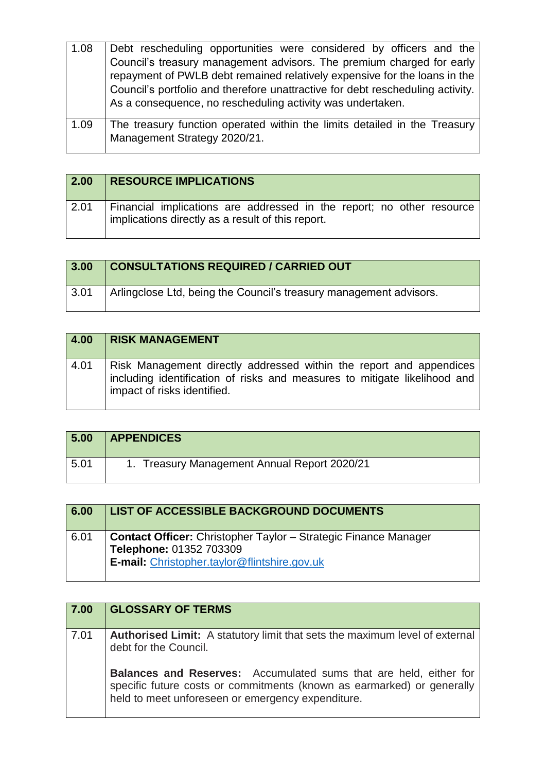| | |
|---|---|
| 1.08 | Debt rescheduling opportunities were considered by officers and the Council's treasury management advisors. The premium charged for early repayment of PWLB debt remained relatively expensive for the loans in the Council's portfolio and therefore unattractive for debt rescheduling activity. As a consequence, no rescheduling activity was undertaken. |
| 1.09 | The treasury function operated within the limits detailed in the Treasury Management Strategy 2020/21. |

| 2.00 | RESOURCE IMPLICATIONS |
|---|---|
| 2.01 | Financial implications are addressed in the report; no other resource implications directly as a result of this report. |

| 3.00 | CONSULTATIONS REQUIRED / CARRIED OUT |
|---|---|
| 3.01 | Arlingclose Ltd, being the Council's treasury management advisors. |

| 4.00 | RISK MANAGEMENT |
|---|---|
| 4.01 | Risk Management directly addressed within the report and appendices including identification of risks and measures to mitigate likelihood and impact of risks identified. |

| 5.00 | APPENDICES |
|---|---|
| 5.01 | 1. Treasury Management Annual Report 2020/21 |

| 6.00 | LIST OF ACCESSIBLE BACKGROUND DOCUMENTS |
|---|---|
| 6.01 | **Contact Officer:** Christopher Taylor – Strategic Finance Manager<br>**Telephone:** 01352 703309<br>**E-mail:** Christopher.taylor@flintshire.gov.uk |

| 7.00 | GLOSSARY OF TERMS |
|---|---|
| 7.01 | **Authorised Limit:** A statutory limit that sets the maximum level of external debt for the Council.<br><br>**Balances and Reserves:** Accumulated sums that are held, either for specific future costs or commitments (known as earmarked) or generally held to meet unforeseen or emergency expenditure. |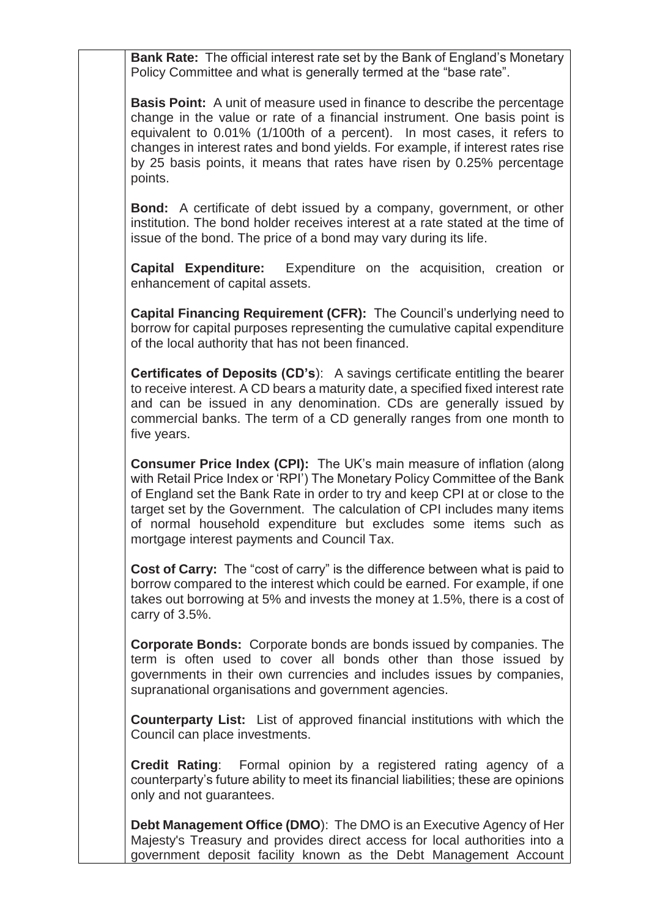**Bank Rate:** The official interest rate set by the Bank of England's Monetary Policy Committee and what is generally termed at the "base rate".

**Basis Point:** A unit of measure used in finance to describe the percentage change in the value or rate of a financial instrument. One basis point is equivalent to 0.01% (1/100th of a percent). In most cases, it refers to changes in interest rates and bond yields. For example, if interest rates rise by 25 basis points, it means that rates have risen by 0.25% percentage points.

**Bond:** A certificate of debt issued by a company, government, or other institution. The bond holder receives interest at a rate stated at the time of issue of the bond. The price of a bond may vary during its life.

**Capital Expenditure:** Expenditure on the acquisition, creation or enhancement of capital assets.

**Capital Financing Requirement (CFR):** The Council's underlying need to borrow for capital purposes representing the cumulative capital expenditure of the local authority that has not been financed.

**Certificates of Deposits (CD's**): A savings certificate entitling the bearer to receive interest. A CD bears a maturity date, a specified fixed interest rate and can be issued in any denomination. CDs are generally issued by commercial banks. The term of a CD generally ranges from one month to five years.

**Consumer Price Index (CPI):** The UK's main measure of inflation (along with Retail Price Index or 'RPI') The Monetary Policy Committee of the Bank of England set the Bank Rate in order to try and keep CPI at or close to the target set by the Government. The calculation of CPI includes many items of normal household expenditure but excludes some items such as mortgage interest payments and Council Tax.

**Cost of Carry:** The "cost of carry" is the difference between what is paid to borrow compared to the interest which could be earned. For example, if one takes out borrowing at 5% and invests the money at 1.5%, there is a cost of carry of 3.5%.

**Corporate Bonds:** Corporate bonds are bonds issued by companies. The term is often used to cover all bonds other than those issued by governments in their own currencies and includes issues by companies, supranational organisations and government agencies.

**Counterparty List:** List of approved financial institutions with which the Council can place investments.

**Credit Rating**: Formal opinion by a registered rating agency of a counterparty's future ability to meet its financial liabilities; these are opinions only and not guarantees.

**Debt Management Office (DMO**): The DMO is an Executive Agency of Her Majesty's Treasury and provides direct access for local authorities into a government deposit facility known as the Debt Management Account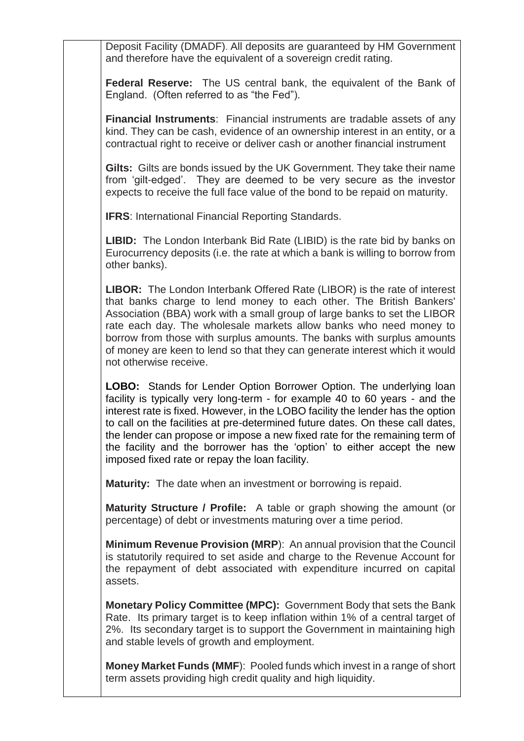Deposit Facility (DMADF). All deposits are guaranteed by HM Government and therefore have the equivalent of a sovereign credit rating.

**Federal Reserve:** The US central bank, the equivalent of the Bank of England. (Often referred to as "the Fed").

**Financial Instruments**: Financial instruments are tradable assets of any kind. They can be cash, evidence of an ownership interest in an entity, or a contractual right to receive or deliver cash or another financial instrument

**Gilts:** Gilts are bonds issued by the UK Government. They take their name from 'gilt-edged'. They are deemed to be very secure as the investor expects to receive the full face value of the bond to be repaid on maturity.

**IFRS**: International Financial Reporting Standards.

**LIBID:** The London Interbank Bid Rate (LIBID) is the rate bid by banks on Eurocurrency deposits (i.e. the rate at which a bank is willing to borrow from other banks).

**LIBOR:** The London Interbank Offered Rate (LIBOR) is the rate of interest that banks charge to lend money to each other. The British Bankers' Association (BBA) work with a small group of large banks to set the LIBOR rate each day. The wholesale markets allow banks who need money to borrow from those with surplus amounts. The banks with surplus amounts of money are keen to lend so that they can generate interest which it would not otherwise receive.

**LOBO:** Stands for Lender Option Borrower Option. The underlying loan facility is typically very long-term - for example 40 to 60 years - and the interest rate is fixed. However, in the LOBO facility the lender has the option to call on the facilities at pre-determined future dates. On these call dates, the lender can propose or impose a new fixed rate for the remaining term of the facility and the borrower has the 'option' to either accept the new imposed fixed rate or repay the loan facility.

**Maturity:** The date when an investment or borrowing is repaid.

**Maturity Structure / Profile:** A table or graph showing the amount (or percentage) of debt or investments maturing over a time period.

**Minimum Revenue Provision (MRP)**: An annual provision that the Council is statutorily required to set aside and charge to the Revenue Account for the repayment of debt associated with expenditure incurred on capital assets.

**Monetary Policy Committee (MPC):** Government Body that sets the Bank Rate. Its primary target is to keep inflation within 1% of a central target of 2%. Its secondary target is to support the Government in maintaining high and stable levels of growth and employment.

**Money Market Funds (MMF)**: Pooled funds which invest in a range of short term assets providing high credit quality and high liquidity.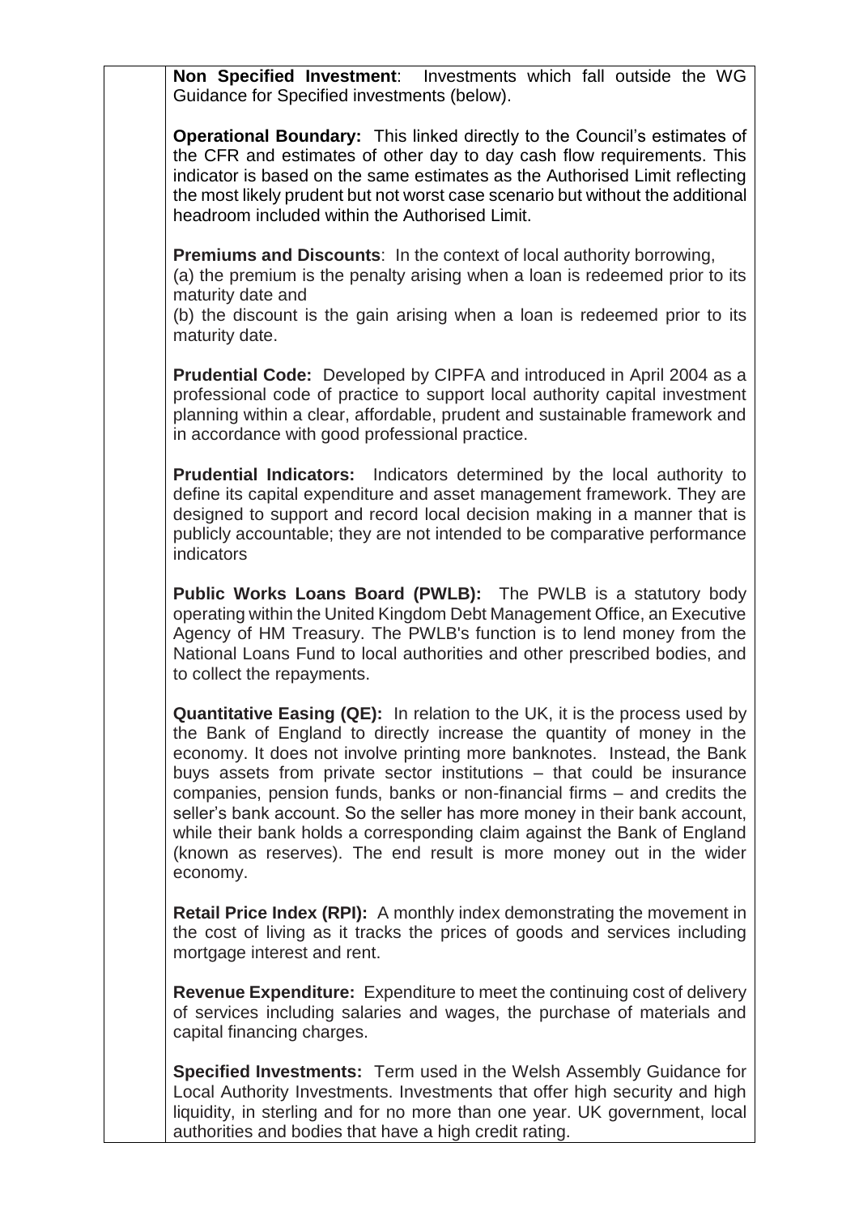**Non Specified Investment**: Investments which fall outside the WG Guidance for Specified investments (below).

**Operational Boundary:** This linked directly to the Council's estimates of the CFR and estimates of other day to day cash flow requirements. This indicator is based on the same estimates as the Authorised Limit reflecting the most likely prudent but not worst case scenario but without the additional headroom included within the Authorised Limit.

**Premiums and Discounts**: In the context of local authority borrowing,
(a) the premium is the penalty arising when a loan is redeemed prior to its maturity date and
(b) the discount is the gain arising when a loan is redeemed prior to its maturity date.

**Prudential Code:** Developed by CIPFA and introduced in April 2004 as a professional code of practice to support local authority capital investment planning within a clear, affordable, prudent and sustainable framework and in accordance with good professional practice.

**Prudential Indicators:** Indicators determined by the local authority to define its capital expenditure and asset management framework. They are designed to support and record local decision making in a manner that is publicly accountable; they are not intended to be comparative performance indicators

**Public Works Loans Board (PWLB):** The PWLB is a statutory body operating within the United Kingdom Debt Management Office, an Executive Agency of HM Treasury. The PWLB's function is to lend money from the National Loans Fund to local authorities and other prescribed bodies, and to collect the repayments.

**Quantitative Easing (QE):** In relation to the UK, it is the process used by the Bank of England to directly increase the quantity of money in the economy. It does not involve printing more banknotes. Instead, the Bank buys assets from private sector institutions – that could be insurance companies, pension funds, banks or non-financial firms – and credits the seller's bank account. So the seller has more money in their bank account, while their bank holds a corresponding claim against the Bank of England (known as reserves). The end result is more money out in the wider economy.

**Retail Price Index (RPI):** A monthly index demonstrating the movement in the cost of living as it tracks the prices of goods and services including mortgage interest and rent.

**Revenue Expenditure:** Expenditure to meet the continuing cost of delivery of services including salaries and wages, the purchase of materials and capital financing charges.

**Specified Investments:** Term used in the Welsh Assembly Guidance for Local Authority Investments. Investments that offer high security and high liquidity, in sterling and for no more than one year. UK government, local authorities and bodies that have a high credit rating.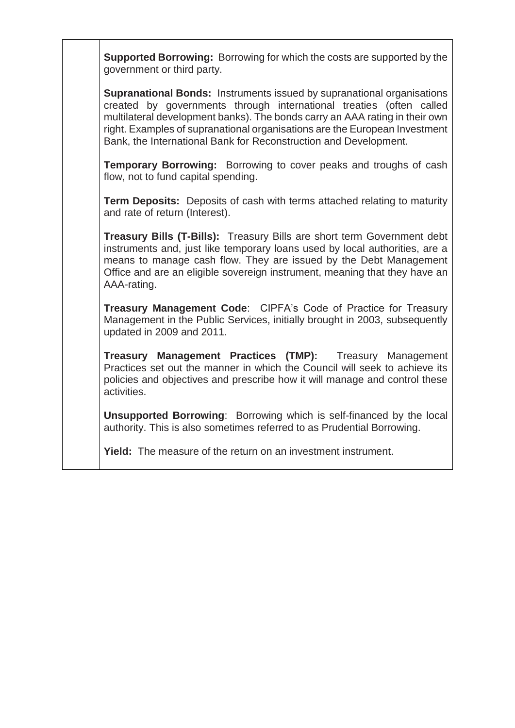**Supported Borrowing:** Borrowing for which the costs are supported by the government or third party.

**Supranational Bonds:** Instruments issued by supranational organisations created by governments through international treaties (often called multilateral development banks). The bonds carry an AAA rating in their own right. Examples of supranational organisations are the European Investment Bank, the International Bank for Reconstruction and Development.

**Temporary Borrowing:** Borrowing to cover peaks and troughs of cash flow, not to fund capital spending.

**Term Deposits:** Deposits of cash with terms attached relating to maturity and rate of return (Interest).

**Treasury Bills (T-Bills):** Treasury Bills are short term Government debt instruments and, just like temporary loans used by local authorities, are a means to manage cash flow. They are issued by the Debt Management Office and are an eligible sovereign instrument, meaning that they have an AAA-rating.

**Treasury Management Code**: CIPFA's Code of Practice for Treasury Management in the Public Services, initially brought in 2003, subsequently updated in 2009 and 2011.

**Treasury Management Practices (TMP):** Treasury Management Practices set out the manner in which the Council will seek to achieve its policies and objectives and prescribe how it will manage and control these activities.

**Unsupported Borrowing**: Borrowing which is self-financed by the local authority. This is also sometimes referred to as Prudential Borrowing.

**Yield:** The measure of the return on an investment instrument.